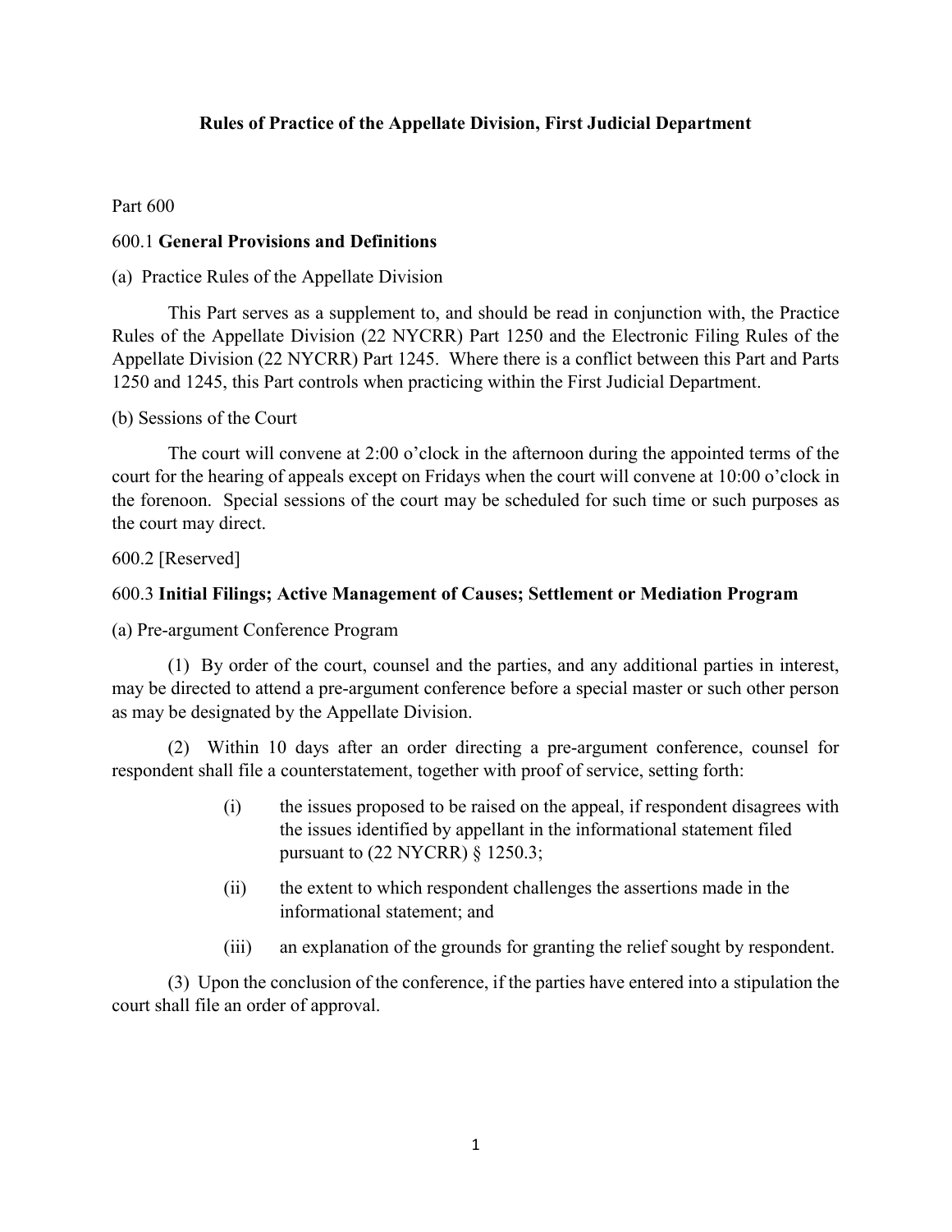# Rules of Practice of the Appellate Division, First Judicial Department

Part 600

600.1 **General Provisions and Definitions**

(a) Practice Rules of the Appellate Division

This Part serves as a supplement to, and should be read in conjunction with, the Practice Rules of the Appellate Division (22 NYCRR) Part 1250 and the Electronic Filing Rules of the Appellate Division (22 NYCRR) Part 1245. Where there is a conflict between this Part and Parts 1250 and 1245, this Part controls when practicing within the First Judicial Department.

(b) Sessions of the Court

The court will convene at 2:00 o'clock in the afternoon during the appointed terms of the court for the hearing of appeals except on Fridays when the court will convene at 10:00 o'clock in the forenoon. Special sessions of the court may be scheduled for such time or such purposes as the court may direct.

600.2 [Reserved]

600.3 **Initial Filings; Active Management of Causes; Settlement or Mediation Program**

(a) Pre-argument Conference Program

(1) By order of the court, counsel and the parties, and any additional parties in interest, may be directed to attend a pre-argument conference before a special master or such other person as may be designated by the Appellate Division.

(2) Within 10 days after an order directing a pre-argument conference, counsel for respondent shall file a counterstatement, together with proof of service, setting forth:

(i) the issues proposed to be raised on the appeal, if respondent disagrees with the issues identified by appellant in the informational statement filed pursuant to (22 NYCRR) § 1250.3;

(ii) the extent to which respondent challenges the assertions made in the informational statement; and

(iii) an explanation of the grounds for granting the relief sought by respondent.

(3) Upon the conclusion of the conference, if the parties have entered into a stipulation the court shall file an order of approval.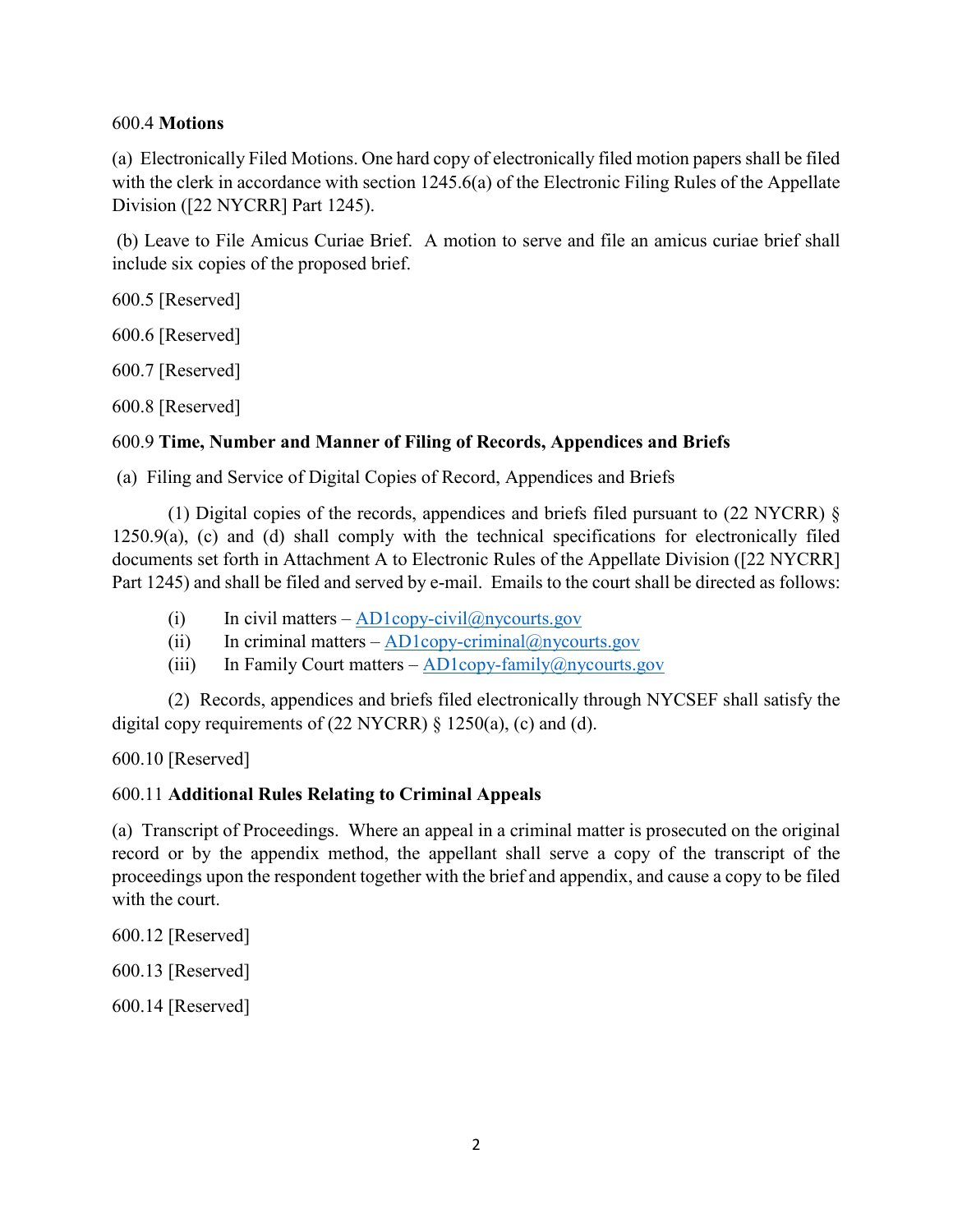600.4 **Motions**

(a) Electronically Filed Motions. One hard copy of electronically filed motion papers shall be filed with the clerk in accordance with section 1245.6(a) of the Electronic Filing Rules of the Appellate Division ([22 NYCRR] Part 1245).

(b) Leave to File Amicus Curiae Brief. A motion to serve and file an amicus curiae brief shall include six copies of the proposed brief.

600.5 [Reserved]

600.6 [Reserved]

600.7 [Reserved]

600.8 [Reserved]

600.9 **Time, Number and Manner of Filing of Records, Appendices and Briefs**

(a) Filing and Service of Digital Copies of Record, Appendices and Briefs

(1) Digital copies of the records, appendices and briefs filed pursuant to (22 NYCRR) § 1250.9(a), (c) and (d) shall comply with the technical specifications for electronically filed documents set forth in Attachment A to Electronic Rules of the Appellate Division ([22 NYCRR] Part 1245) and shall be filed and served by e-mail. Emails to the court shall be directed as follows:

(i) In civil matters – AD1copy-civil@nycourts.gov
(ii) In criminal matters – AD1copy-criminal@nycourts.gov
(iii) In Family Court matters – AD1copy-family@nycourts.gov

(2) Records, appendices and briefs filed electronically through NYCSEF shall satisfy the digital copy requirements of (22 NYCRR) § 1250(a), (c) and (d).

600.10 [Reserved]

600.11 **Additional Rules Relating to Criminal Appeals**

(a) Transcript of Proceedings. Where an appeal in a criminal matter is prosecuted on the original record or by the appendix method, the appellant shall serve a copy of the transcript of the proceedings upon the respondent together with the brief and appendix, and cause a copy to be filed with the court.

600.12 [Reserved]

600.13 [Reserved]

600.14 [Reserved]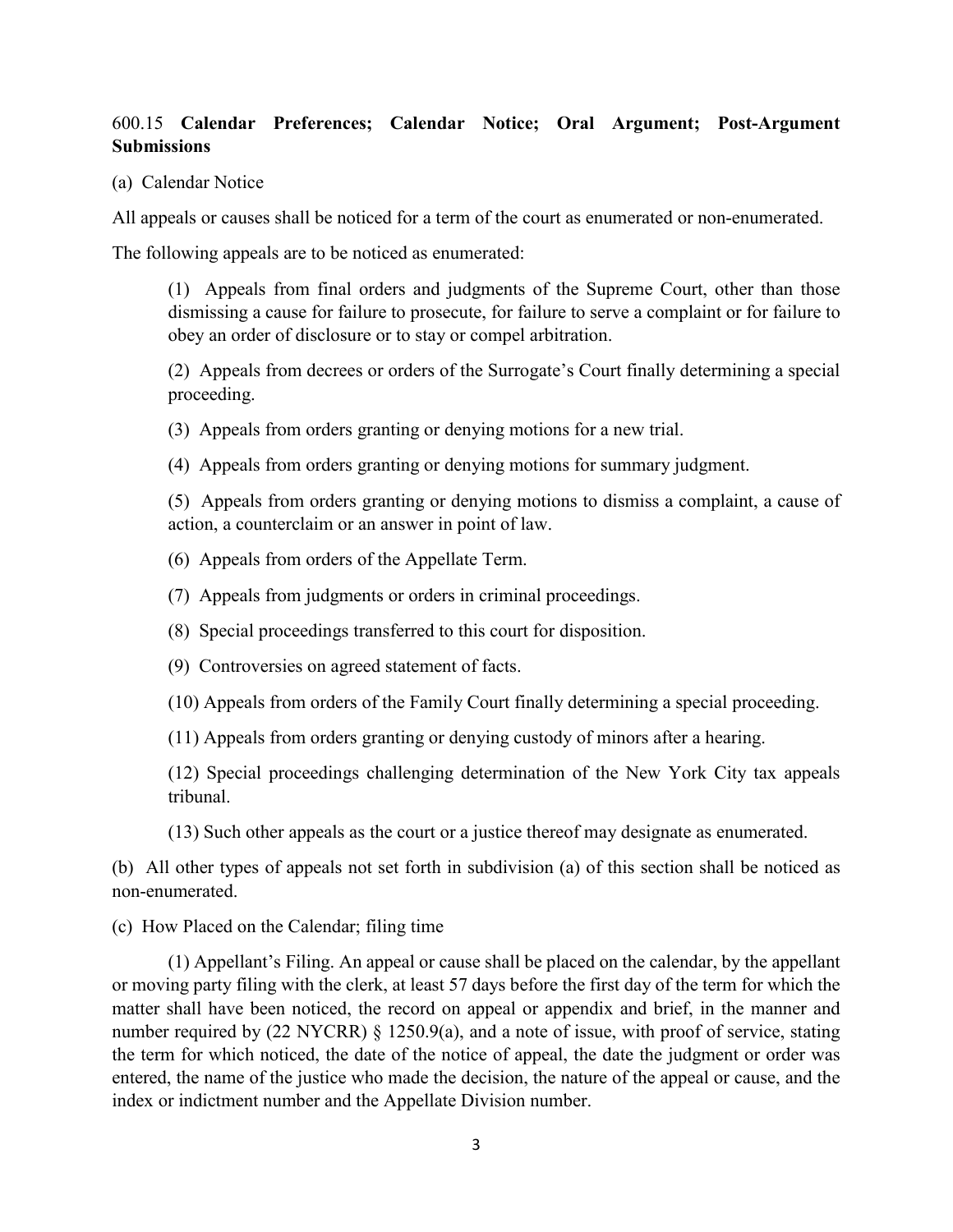600.15 **Calendar Preferences; Calendar Notice; Oral Argument; Post-Argument Submissions**

(a) Calendar Notice

All appeals or causes shall be noticed for a term of the court as enumerated or non-enumerated.

The following appeals are to be noticed as enumerated:

> (1) Appeals from final orders and judgments of the Supreme Court, other than those dismissing a cause for failure to prosecute, for failure to serve a complaint or for failure to obey an order of disclosure or to stay or compel arbitration.
>
> (2) Appeals from decrees or orders of the Surrogate's Court finally determining a special proceeding.
>
> (3) Appeals from orders granting or denying motions for a new trial.
>
> (4) Appeals from orders granting or denying motions for summary judgment.
>
> (5) Appeals from orders granting or denying motions to dismiss a complaint, a cause of action, a counterclaim or an answer in point of law.
>
> (6) Appeals from orders of the Appellate Term.
>
> (7) Appeals from judgments or orders in criminal proceedings.
>
> (8) Special proceedings transferred to this court for disposition.
>
> (9) Controversies on agreed statement of facts.
>
> (10) Appeals from orders of the Family Court finally determining a special proceeding.
>
> (11) Appeals from orders granting or denying custody of minors after a hearing.
>
> (12) Special proceedings challenging determination of the New York City tax appeals tribunal.
>
> (13) Such other appeals as the court or a justice thereof may designate as enumerated.

(b) All other types of appeals not set forth in subdivision (a) of this section shall be noticed as non-enumerated.

(c) How Placed on the Calendar; filing time

(1) Appellant's Filing. An appeal or cause shall be placed on the calendar, by the appellant or moving party filing with the clerk, at least 57 days before the first day of the term for which the matter shall have been noticed, the record on appeal or appendix and brief, in the manner and number required by (22 NYCRR) § 1250.9(a), and a note of issue, with proof of service, stating the term for which noticed, the date of the notice of appeal, the date the judgment or order was entered, the name of the justice who made the decision, the nature of the appeal or cause, and the index or indictment number and the Appellate Division number.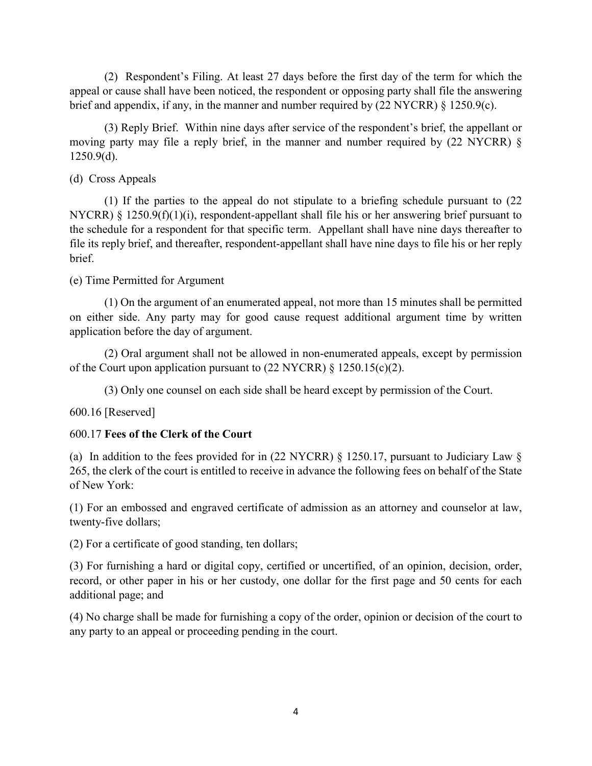(2) Respondent's Filing. At least 27 days before the first day of the term for which the appeal or cause shall have been noticed, the respondent or opposing party shall file the answering brief and appendix, if any, in the manner and number required by (22 NYCRR) § 1250.9(c).

(3) Reply Brief. Within nine days after service of the respondent's brief, the appellant or moving party may file a reply brief, in the manner and number required by (22 NYCRR) § 1250.9(d).

(d) Cross Appeals

(1) If the parties to the appeal do not stipulate to a briefing schedule pursuant to (22 NYCRR) § 1250.9(f)(1)(i), respondent-appellant shall file his or her answering brief pursuant to the schedule for a respondent for that specific term. Appellant shall have nine days thereafter to file its reply brief, and thereafter, respondent-appellant shall have nine days to file his or her reply brief.

(e) Time Permitted for Argument

(1) On the argument of an enumerated appeal, not more than 15 minutes shall be permitted on either side. Any party may for good cause request additional argument time by written application before the day of argument.

(2) Oral argument shall not be allowed in non-enumerated appeals, except by permission of the Court upon application pursuant to (22 NYCRR) § 1250.15(c)(2).

(3) Only one counsel on each side shall be heard except by permission of the Court.

600.16 [Reserved]

600.17 **Fees of the Clerk of the Court**

(a) In addition to the fees provided for in (22 NYCRR) § 1250.17, pursuant to Judiciary Law § 265, the clerk of the court is entitled to receive in advance the following fees on behalf of the State of New York:

(1) For an embossed and engraved certificate of admission as an attorney and counselor at law, twenty-five dollars;

(2) For a certificate of good standing, ten dollars;

(3) For furnishing a hard or digital copy, certified or uncertified, of an opinion, decision, order, record, or other paper in his or her custody, one dollar for the first page and 50 cents for each additional page; and

(4) No charge shall be made for furnishing a copy of the order, opinion or decision of the court to any party to an appeal or proceeding pending in the court.